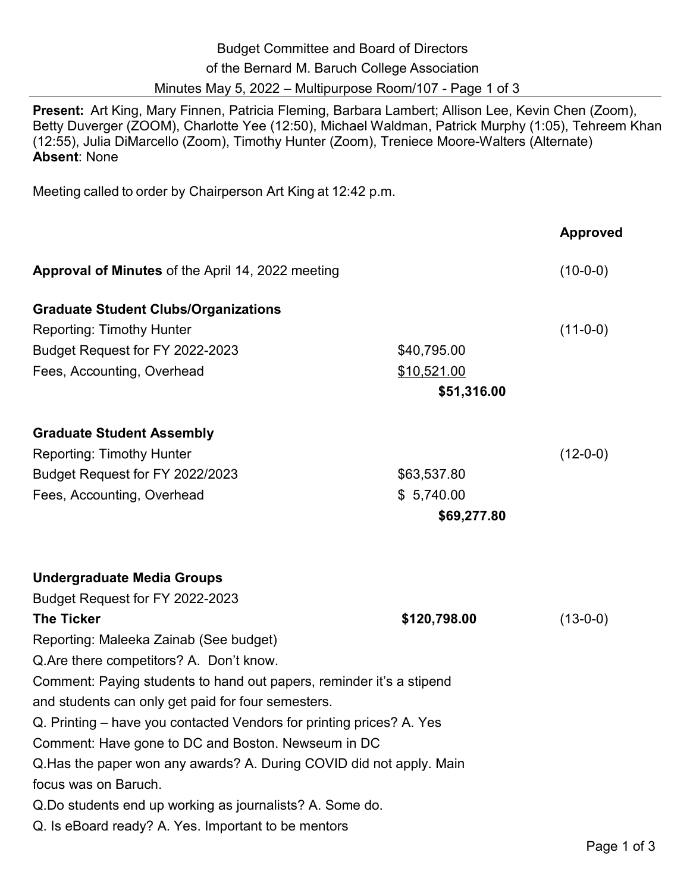Budget Committee and Board of Directors

of the Bernard M. Baruch College Association

Minutes May 5, 2022 – Multipurpose Room/107 - Page 1 of 3

**Present:** Art King, Mary Finnen, Patricia Fleming, Barbara Lambert; Allison Lee, Kevin Chen (Zoom), Betty Duverger (ZOOM), Charlotte Yee (12:50), Michael Waldman, Patrick Murphy (1:05), Tehreem Khan (12:55), Julia DiMarcello (Zoom), Timothy Hunter (Zoom), Treniece Moore-Walters (Alternate)
**Absent**: None

Meeting called to order by Chairperson Art King at 12:42 p.m.

| | | **Approved** |
|---|---|---|
| **Approval of Minutes** of the April 14, 2022 meeting | | (10-0-0) |
| **Graduate Student Clubs/Organizations** | | |
| Reporting: Timothy Hunter | | (11-0-0) |
| Budget Request for FY 2022-2023 | $40,795.00 | |
| Fees, Accounting, Overhead | $10,521.00 | |
| | **$51,316.00** | |
| **Graduate Student Assembly** | | |
| Reporting: Timothy Hunter | | (12-0-0) |
| Budget Request for FY 2022/2023 | $63,537.80 | |
| Fees, Accounting, Overhead | $ 5,740.00 | |
| | **$69,277.80** | |

**Undergraduate Media Groups**

Budget Request for FY 2022-2023

| | | |
|---|---|---|
| **The Ticker** | **$120,798.00** | (13-0-0) |

Reporting: Maleeka Zainab (See budget)

Q.Are there competitors? A. Don't know.

Comment: Paying students to hand out papers, reminder it's a stipend and students can only get paid for four semesters.

Q. Printing – have you contacted Vendors for printing prices? A. Yes

Comment: Have gone to DC and Boston. Newseum in DC

Q.Has the paper won any awards? A. During COVID did not apply. Main focus was on Baruch.

Q.Do students end up working as journalists? A. Some do.

Q. Is eBoard ready? A. Yes. Important to be mentors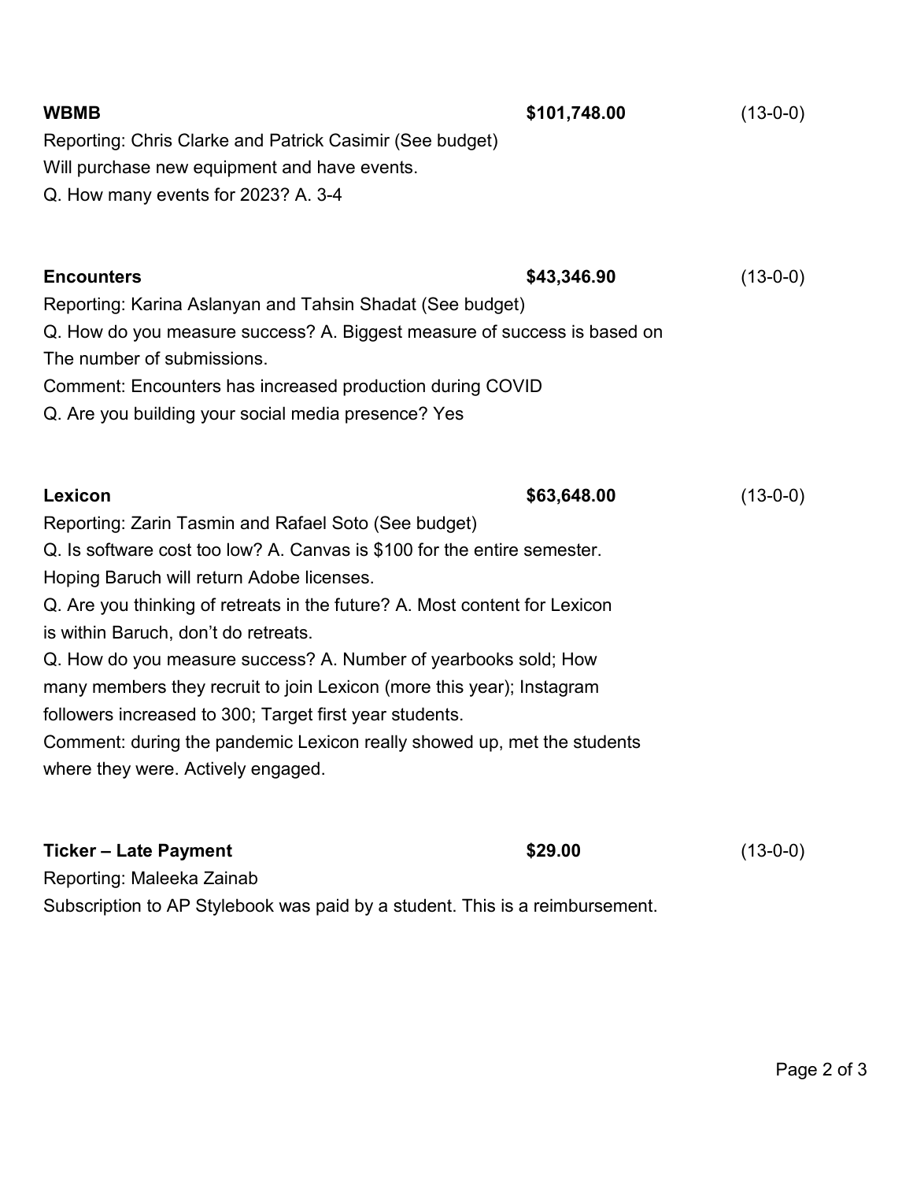**WBMB** **$101,748.00** (13-0-0)

Reporting: Chris Clarke and Patrick Casimir (See budget)
Will purchase new equipment and have events.
Q. How many events for 2023? A. 3-4

**Encounters** **$43,346.90** (13-0-0)

Reporting: Karina Aslanyan and Tahsin Shadat (See budget)
Q. How do you measure success? A. Biggest measure of success is based on
The number of submissions.
Comment: Encounters has increased production during COVID
Q. Are you building your social media presence? Yes

**Lexicon** **$63,648.00** (13-0-0)

Reporting: Zarin Tasmin and Rafael Soto (See budget)
Q. Is software cost too low? A. Canvas is $100 for the entire semester.
Hoping Baruch will return Adobe licenses.
Q. Are you thinking of retreats in the future? A. Most content for Lexicon
is within Baruch, don't do retreats.
Q. How do you measure success? A. Number of yearbooks sold; How
many members they recruit to join Lexicon (more this year); Instagram
followers increased to 300; Target first year students.
Comment: during the pandemic Lexicon really showed up, met the students
where they were. Actively engaged.

**Ticker – Late Payment** **$29.00** (13-0-0)

Reporting: Maleeka Zainab
Subscription to AP Stylebook was paid by a student. This is a reimbursement.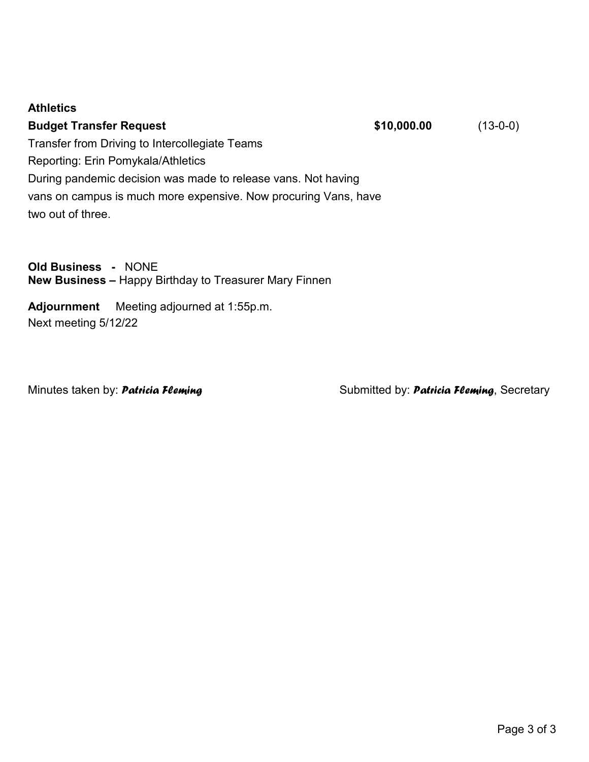**Athletics**

**Budget Transfer Request** **$10,000.00** (13-0-0)

Transfer from Driving to Intercollegiate Teams

Reporting: Erin Pomykala/Athletics

During pandemic decision was made to release vans. Not having vans on campus is much more expensive. Now procuring Vans, have two out of three.

**Old Business -** NONE

**New Business –** Happy Birthday to Treasurer Mary Finnen

**Adjournment** Meeting adjourned at 1:55p.m.

Next meeting 5/12/22

Minutes taken by: ***Patricia Fleming***

Submitted by: ***Patricia Fleming***, Secretary